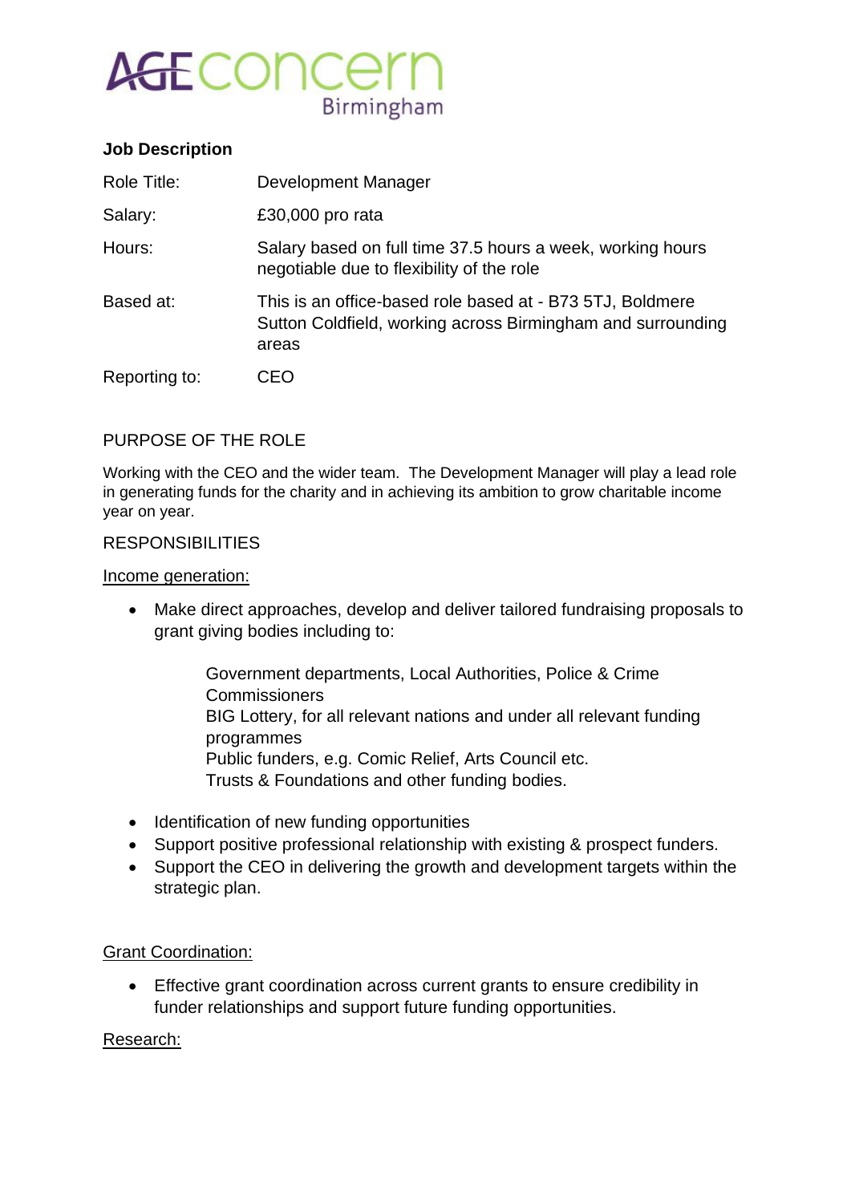AGE concern
Birmingham

**Job Description**

| | |
|---|---|
| Role Title: | Development Manager |
| Salary: | £30,000 pro rata |
| Hours: | Salary based on full time 37.5 hours a week, working hours negotiable due to flexibility of the role |
| Based at: | This is an office-based role based at - B73 5TJ, Boldmere Sutton Coldfield, working across Birmingham and surrounding areas |
| Reporting to: | CEO |

PURPOSE OF THE ROLE

Working with the CEO and the wider team. The Development Manager will play a lead role in generating funds for the charity and in achieving its ambition to grow charitable income year on year.

RESPONSIBILITIES

Income generation:

- Make direct approaches, develop and deliver tailored fundraising proposals to grant giving bodies including to:

  Government departments, Local Authorities, Police & Crime Commissioners
  BIG Lottery, for all relevant nations and under all relevant funding programmes
  Public funders, e.g. Comic Relief, Arts Council etc.
  Trusts & Foundations and other funding bodies.

- Identification of new funding opportunities
- Support positive professional relationship with existing & prospect funders.
- Support the CEO in delivering the growth and development targets within the strategic plan.

Grant Coordination:

- Effective grant coordination across current grants to ensure credibility in funder relationships and support future funding opportunities.

Research: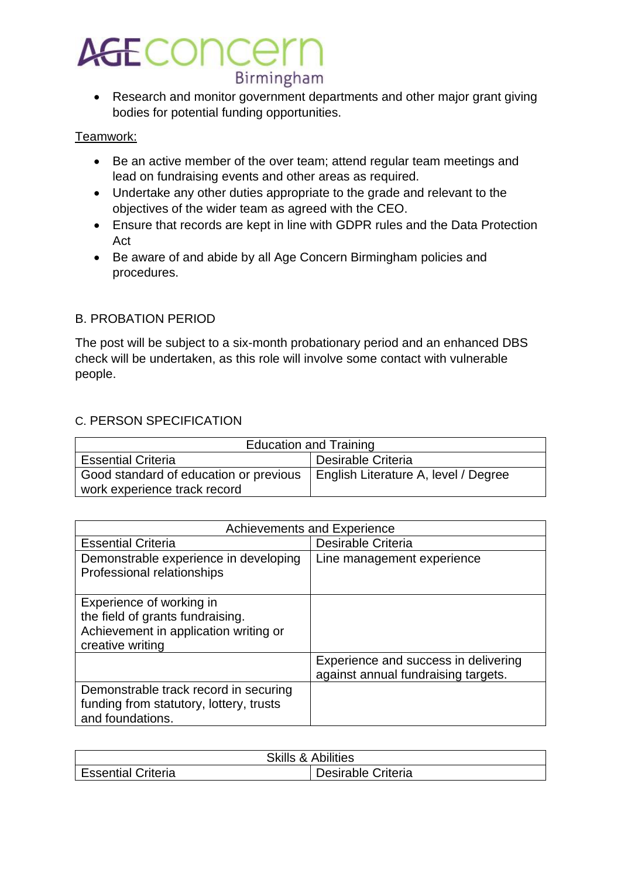- Research and monitor government departments and other major grant giving bodies for potential funding opportunities.

<u>Teamwork:</u>

- Be an active member of the over team; attend regular team meetings and lead on fundraising events and other areas as required.
- Undertake any other duties appropriate to the grade and relevant to the objectives of the wider team as agreed with the CEO.
- Ensure that records are kept in line with GDPR rules and the Data Protection Act
- Be aware of and abide by all Age Concern Birmingham policies and procedures.

## B. PROBATION PERIOD

The post will be subject to a six-month probationary period and an enhanced DBS check will be undertaken, as this role will involve some contact with vulnerable people.

## C. PERSON SPECIFICATION

| Education and Training | |
|---|---|
| Essential Criteria | Desirable Criteria |
| Good standard of education or previous work experience track record | English Literature A, level / Degree |

| Achievements and Experience | |
|---|---|
| Essential Criteria | Desirable Criteria |
| Demonstrable experience in developing Professional relationships | Line management experience |
| Experience of working in the field of grants fundraising. Achievement in application writing or creative writing | |
| | Experience and success in delivering against annual fundraising targets. |
| Demonstrable track record in securing funding from statutory, lottery, trusts and foundations. | |

| Skills & Abilities | |
|---|---|
| Essential Criteria | Desirable Criteria |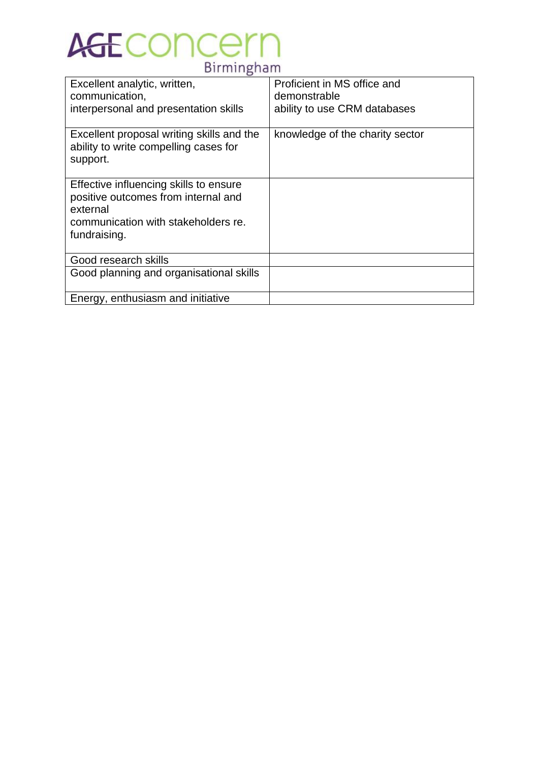| Excellent analytic, written, communication, interpersonal and presentation skills | Proficient in MS office and demonstrable ability to use CRM databases |
|---|---|
| Excellent proposal writing skills and the ability to write compelling cases for support. | knowledge of the charity sector |
| Effective influencing skills to ensure positive outcomes from internal and external communication with stakeholders re. fundraising. | |
| Good research skills | |
| Good planning and organisational skills | |
| Energy, enthusiasm and initiative | |